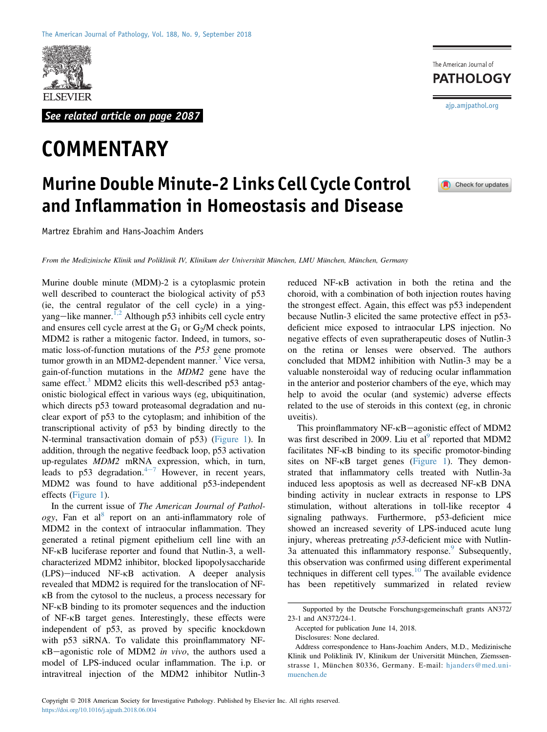See related article on page 2087

# COMMENTARY

# Murine Double Minute-2 Links Cell Cycle Control and Inflammation in Homeostasis and Disease

Martrez Ebrahim and Hans-Joachim Anders

*From the Medizinische Klinik und Poliklinik IV, Klinikum der Universität München, LMU München, München, Germany*

Murine double minute (MDM)-2 is a cytoplasmic protein well described to counteract the biological activity of p53 (ie, the central regulator of the cell cycle) in a ying-yang–like manner.[1,2] Although p53 inhibits cell cycle entry and ensures cell cycle arrest at the $G_1$ or $G_2$/M check points, MDM2 is rather a mitogenic factor. Indeed, in tumors, somatic loss-of-function mutations of the *P53* gene promote tumor growth in an MDM2-dependent manner.[3] Vice versa, gain-of-function mutations in the *MDM2* gene have the same effect.[3] MDM2 elicits this well-described p53 antagonistic biological effect in various ways (eg, ubiquitination, which directs p53 toward proteasomal degradation and nuclear export of p53 to the cytoplasm; and inhibition of the transcriptional activity of p53 by binding directly to the N-terminal transactivation domain of p53) (Figure 1). In addition, through the negative feedback loop, p53 activation up-regulates *MDM2* mRNA expression, which, in turn, leads to p53 degradation.[4–7] However, in recent years, MDM2 was found to have additional p53-independent effects (Figure 1).

In the current issue of *The American Journal of Pathology*, Fan et al[8] report on an anti-inflammatory role of MDM2 in the context of intraocular inflammation. They generated a retinal pigment epithelium cell line with an NF-κB luciferase reporter and found that Nutlin-3, a well-characterized MDM2 inhibitor, blocked lipopolysaccharide (LPS)–induced NF-κB activation. A deeper analysis revealed that MDM2 is required for the translocation of NF-κB from the cytosol to the nucleus, a process necessary for NF-κB binding to its promoter sequences and the induction of NF-κB target genes. Interestingly, these effects were independent of p53, as proved by specific knockdown with p53 siRNA. To validate this proinflammatory NF-κB–agonistic role of MDM2 *in vivo*, the authors used a model of LPS-induced ocular inflammation. The i.p. or intravitreal injection of the MDM2 inhibitor Nutlin-3 reduced NF-κB activation in both the retina and the choroid, with a combination of both injection routes having the strongest effect. Again, this effect was p53 independent because Nutlin-3 elicited the same protective effect in p53-deficient mice exposed to intraocular LPS injection. No negative effects of even supratherapeutic doses of Nutlin-3 on the retina or lenses were observed. The authors concluded that MDM2 inhibition with Nutlin-3 may be a valuable nonsteroidal way of reducing ocular inflammation in the anterior and posterior chambers of the eye, which may help to avoid the ocular (and systemic) adverse effects related to the use of steroids in this context (eg, in chronic uveitis).

This proinflammatory NF-κB–agonistic effect of MDM2 was first described in 2009. Liu et al[9] reported that MDM2 facilitates NF-κB binding to its specific promotor-binding sites on NF-κB target genes (Figure 1). They demonstrated that inflammatory cells treated with Nutlin-3a induced less apoptosis as well as decreased NF-κB DNA binding activity in nuclear extracts in response to LPS stimulation, without alterations in toll-like receptor 4 signaling pathways. Furthermore, p53-deficient mice showed an increased severity of LPS-induced acute lung injury, whereas pretreating *p53*-deficient mice with Nutlin-3a attenuated this inflammatory response.[9] Subsequently, this observation was confirmed using different experimental techniques in different cell types.[10] The available evidence has been repetitively summarized in related review

Supported by the Deutsche Forschungsgemeinschaft grants AN372/23-1 and AN372/24-1.

Accepted for publication June 14, 2018.

Disclosures: None declared.

Address correspondence to Hans-Joachim Anders, M.D., Medizinische Klinik und Poliklinik IV, Klinikum der Universität München, Ziemssenstrasse 1, München 80336, Germany. E-mail: hjanders@med.uni-muenchen.de

Copyright © 2018 American Society for Investigative Pathology. Published by Elsevier Inc. All rights reserved.
https://doi.org/10.1016/j.ajpath.2018.06.004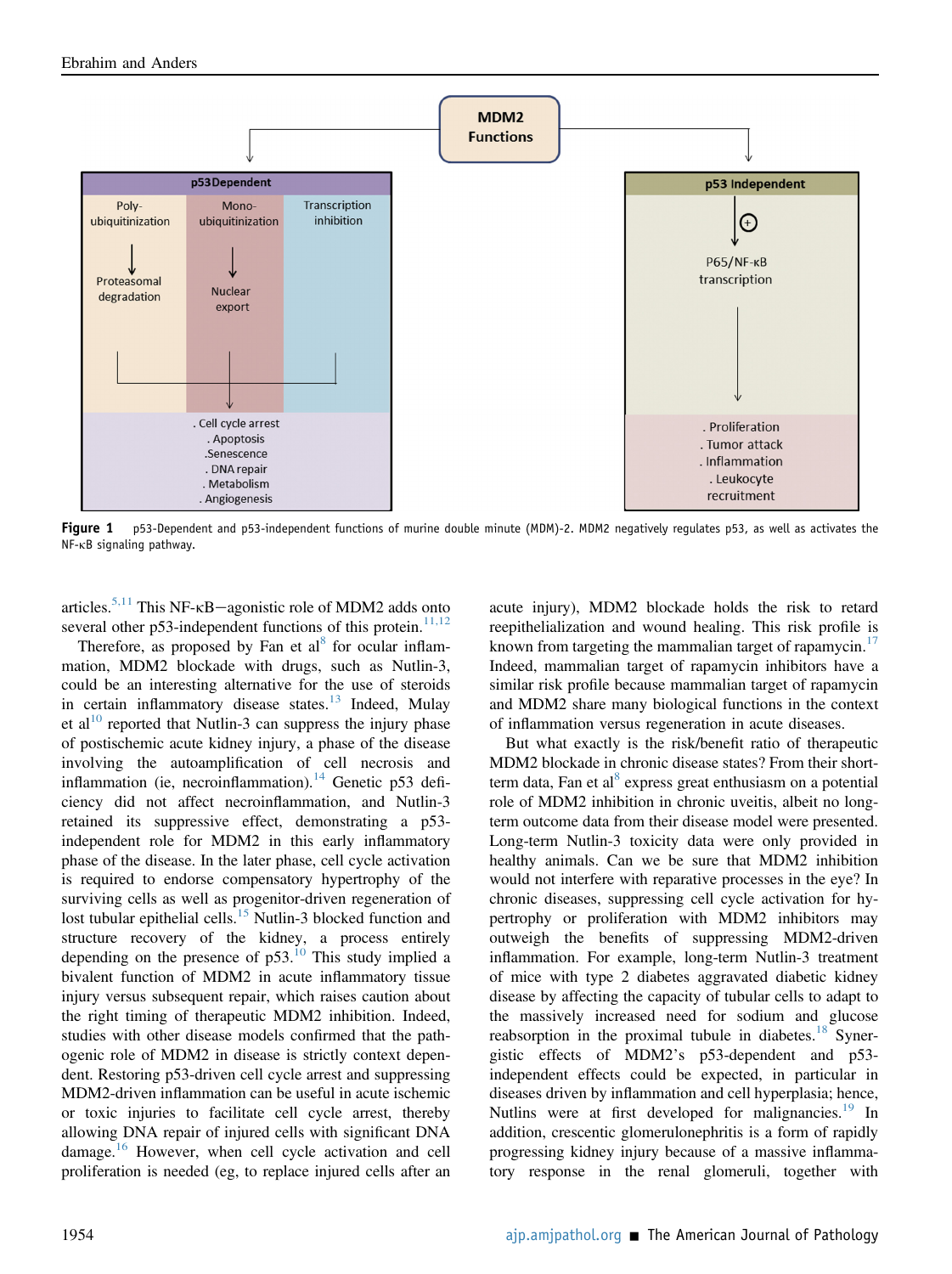Figure 1 p53-Dependent and p53-independent functions of murine double minute (MDM)-2. MDM2 negatively regulates p53, as well as activates the NF-κB signaling pathway.

articles.[5,11] This NF-κB−agonistic role of MDM2 adds onto several other p53-independent functions of this protein.[11,12]

Therefore, as proposed by Fan et al[8] for ocular inflammation, MDM2 blockade with drugs, such as Nutlin-3, could be an interesting alternative for the use of steroids in certain inflammatory disease states.[13] Indeed, Mulay et al[10] reported that Nutlin-3 can suppress the injury phase of postischemic acute kidney injury, a phase of the disease involving the autoamplification of cell necrosis and inflammation (ie, necroinflammation).[14] Genetic p53 deficiency did not affect necroinflammation, and Nutlin-3 retained its suppressive effect, demonstrating a p53-independent role for MDM2 in this early inflammatory phase of the disease. In the later phase, cell cycle activation is required to endorse compensatory hypertrophy of the surviving cells as well as progenitor-driven regeneration of lost tubular epithelial cells.[15] Nutlin-3 blocked function and structure recovery of the kidney, a process entirely depending on the presence of p53.[10] This study implied a bivalent function of MDM2 in acute inflammatory tissue injury versus subsequent repair, which raises caution about the right timing of therapeutic MDM2 inhibition. Indeed, studies with other disease models confirmed that the pathogenic role of MDM2 in disease is strictly context dependent. Restoring p53-driven cell cycle arrest and suppressing MDM2-driven inflammation can be useful in acute ischemic or toxic injuries to facilitate cell cycle arrest, thereby allowing DNA repair of injured cells with significant DNA damage.[16] However, when cell cycle activation and cell proliferation is needed (eg, to replace injured cells after an acute injury), MDM2 blockade holds the risk to retard reepithelialization and wound healing. This risk profile is known from targeting the mammalian target of rapamycin.[17] Indeed, mammalian target of rapamycin inhibitors have a similar risk profile because mammalian target of rapamycin and MDM2 share many biological functions in the context of inflammation versus regeneration in acute diseases.

But what exactly is the risk/benefit ratio of therapeutic MDM2 blockade in chronic disease states? From their short-term data, Fan et al[8] express great enthusiasm on a potential role of MDM2 inhibition in chronic uveitis, albeit no long-term outcome data from their disease model were presented. Long-term Nutlin-3 toxicity data were only provided in healthy animals. Can we be sure that MDM2 inhibition would not interfere with reparative processes in the eye? In chronic diseases, suppressing cell cycle activation for hypertrophy or proliferation with MDM2 inhibitors may outweigh the benefits of suppressing MDM2-driven inflammation. For example, long-term Nutlin-3 treatment of mice with type 2 diabetes aggravated diabetic kidney disease by affecting the capacity of tubular cells to adapt to the massively increased need for sodium and glucose reabsorption in the proximal tubule in diabetes.[18] Synergistic effects of MDM2's p53-dependent and p53-independent effects could be expected, in particular in diseases driven by inflammation and cell hyperplasia; hence, Nutlins were at first developed for malignancies.[19] In addition, crescentic glomerulonephritis is a form of rapidly progressing kidney injury because of a massive inflammatory response in the renal glomeruli, together with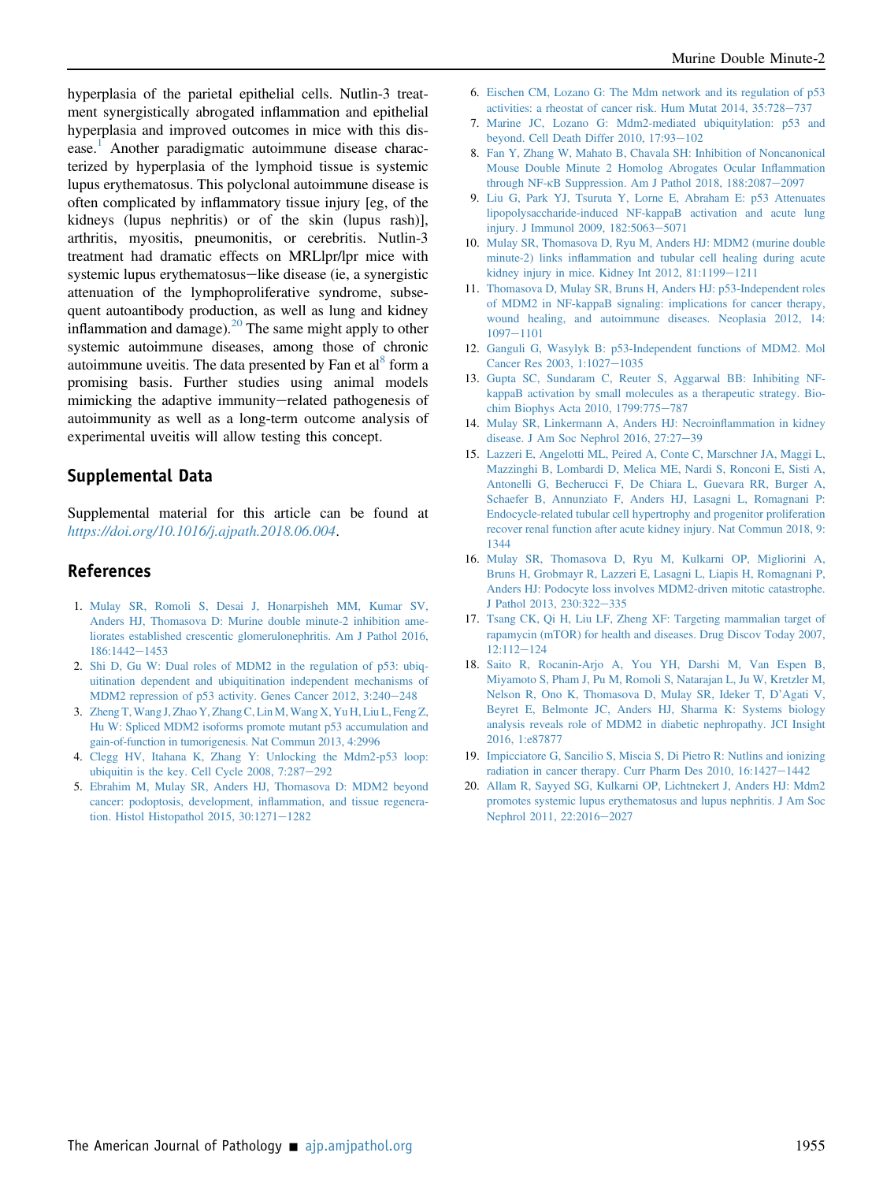hyperplasia of the parietal epithelial cells. Nutlin-3 treatment synergistically abrogated inflammation and epithelial hyperplasia and improved outcomes in mice with this disease.[1] Another paradigmatic autoimmune disease characterized by hyperplasia of the lymphoid tissue is systemic lupus erythematosus. This polyclonal autoimmune disease is often complicated by inflammatory tissue injury [eg, of the kidneys (lupus nephritis) or of the skin (lupus rash)], arthritis, myositis, pneumonitis, or cerebritis. Nutlin-3 treatment had dramatic effects on MRLlpr/lpr mice with systemic lupus erythematosus−like disease (ie, a synergistic attenuation of the lymphoproliferative syndrome, subsequent autoantibody production, as well as lung and kidney inflammation and damage).[20] The same might apply to other systemic autoimmune diseases, among those of chronic autoimmune uveitis. The data presented by Fan et al[8] form a promising basis. Further studies using animal models mimicking the adaptive immunity−related pathogenesis of autoimmunity as well as a long-term outcome analysis of experimental uveitis will allow testing this concept.

## Supplemental Data

Supplemental material for this article can be found at *https://doi.org/10.1016/j.ajpath.2018.06.004*.

## References

1. Mulay SR, Romoli S, Desai J, Honarpisheh MM, Kumar SV, Anders HJ, Thomasova D: Murine double minute-2 inhibition ameliorates established crescentic glomerulonephritis. Am J Pathol 2016, 186:1442−1453
2. Shi D, Gu W: Dual roles of MDM2 in the regulation of p53: ubiquitination dependent and ubiquitination independent mechanisms of MDM2 repression of p53 activity. Genes Cancer 2012, 3:240−248
3. Zheng T, Wang J, Zhao Y, Zhang C, Lin M, Wang X, Yu H, Liu L, Feng Z, Hu W: Spliced MDM2 isoforms promote mutant p53 accumulation and gain-of-function in tumorigenesis. Nat Commun 2013, 4:2996
4. Clegg HV, Itahana K, Zhang Y: Unlocking the Mdm2-p53 loop: ubiquitin is the key. Cell Cycle 2008, 7:287−292
5. Ebrahim M, Mulay SR, Anders HJ, Thomasova D: MDM2 beyond cancer: podoptosis, development, inflammation, and tissue regeneration. Histol Histopathol 2015, 30:1271−1282
6. Eischen CM, Lozano G: The Mdm network and its regulation of p53 activities: a rheostat of cancer risk. Hum Mutat 2014, 35:728−737
7. Marine JC, Lozano G: Mdm2-mediated ubiquitylation: p53 and beyond. Cell Death Differ 2010, 17:93−102
8. Fan Y, Zhang W, Mahato B, Chavala SH: Inhibition of Noncanonical Mouse Double Minute 2 Homolog Abrogates Ocular Inflammation through NF-κB Suppression. Am J Pathol 2018, 188:2087−2097
9. Liu G, Park YJ, Tsuruta Y, Lorne E, Abraham E: p53 Attenuates lipopolysaccharide-induced NF-kappaB activation and acute lung injury. J Immunol 2009, 182:5063−5071
10. Mulay SR, Thomasova D, Ryu M, Anders HJ: MDM2 (murine double minute-2) links inflammation and tubular cell healing during acute kidney injury in mice. Kidney Int 2012, 81:1199−1211
11. Thomasova D, Mulay SR, Bruns H, Anders HJ: p53-Independent roles of MDM2 in NF-kappaB signaling: implications for cancer therapy, wound healing, and autoimmune diseases. Neoplasia 2012, 14:1097−1101
12. Ganguli G, Wasylyk B: p53-Independent functions of MDM2. Mol Cancer Res 2003, 1:1027−1035
13. Gupta SC, Sundaram C, Reuter S, Aggarwal BB: Inhibiting NF-kappaB activation by small molecules as a therapeutic strategy. Biochim Biophys Acta 2010, 1799:775−787
14. Mulay SR, Linkermann A, Anders HJ: Necroinflammation in kidney disease. J Am Soc Nephrol 2016, 27:27−39
15. Lazzeri E, Angelotti ML, Peired A, Conte C, Marschner JA, Maggi L, Mazzinghi B, Lombardi D, Melica ME, Nardi S, Ronconi E, Sisti A, Antonelli G, Becherucci F, De Chiara L, Guevara RR, Burger A, Schaefer B, Annunziato F, Anders HJ, Lasagni L, Romagnani P: Endocycle-related tubular cell hypertrophy and progenitor proliferation recover renal function after acute kidney injury. Nat Commun 2018, 9:1344
16. Mulay SR, Thomasova D, Ryu M, Kulkarni OP, Migliorini A, Bruns H, Grobmayr R, Lazzeri E, Lasagni L, Liapis H, Romagnani P, Anders HJ: Podocyte loss involves MDM2-driven mitotic catastrophe. J Pathol 2013, 230:322−335
17. Tsang CK, Qi H, Liu LF, Zheng XF: Targeting mammalian target of rapamycin (mTOR) for health and diseases. Drug Discov Today 2007, 12:112−124
18. Saito R, Rocanin-Arjo A, You YH, Darshi M, Van Espen B, Miyamoto S, Pham J, Pu M, Romoli S, Natarajan L, Ju W, Kretzler M, Nelson R, Ono K, Thomasova D, Mulay SR, Ideker T, D'Agati V, Beyret E, Belmonte JC, Anders HJ, Sharma K: Systems biology analysis reveals role of MDM2 in diabetic nephropathy. JCI Insight 2016, 1:e87877
19. Impicciatore G, Sancilio S, Miscia S, Di Pietro R: Nutlins and ionizing radiation in cancer therapy. Curr Pharm Des 2010, 16:1427−1442
20. Allam R, Sayyed SG, Kulkarni OP, Lichtnekert J, Anders HJ: Mdm2 promotes systemic lupus erythematosus and lupus nephritis. J Am Soc Nephrol 2011, 22:2016−2027